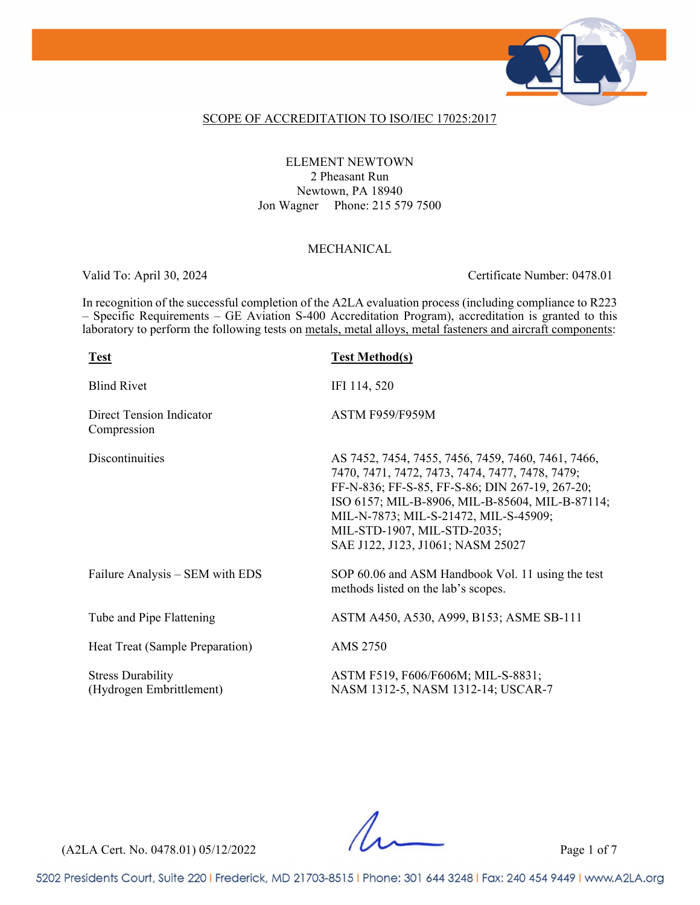## SCOPE OF ACCREDITATION TO ISO/IEC 17025:2017

ELEMENT NEWTOWN
2 Pheasant Run
Newtown, PA 18940
Jon Wagner Phone: 215 579 7500

### MECHANICAL

Valid To: April 30, 2024 Certificate Number: 0478.01

In recognition of the successful completion of the A2LA evaluation process (including compliance to R223 – Specific Requirements – GE Aviation S-400 Accreditation Program), accreditation is granted to this laboratory to perform the following tests on metals, metal alloys, metal fasteners and aircraft components:

| Test | Test Method(s) |
|---|---|
| Blind Rivet | IFI 114, 520 |
| Direct Tension Indicator Compression | ASTM F959/F959M |
| Discontinuities | AS 7452, 7454, 7455, 7456, 7459, 7460, 7461, 7466, 7470, 7471, 7472, 7473, 7474, 7477, 7478, 7479; FF-N-836; FF-S-85, FF-S-86; DIN 267-19, 267-20; ISO 6157; MIL-B-8906, MIL-B-85604, MIL-B-87114; MIL-N-7873; MIL-S-21472, MIL-S-45909; MIL-STD-1907, MIL-STD-2035; SAE J122, J123, J1061; NASM 25027 |
| Failure Analysis – SEM with EDS | SOP 60.06 and ASM Handbook Vol. 11 using the test methods listed on the lab's scopes. |
| Tube and Pipe Flattening | ASTM A450, A530, A999, B153; ASME SB-111 |
| Heat Treat (Sample Preparation) | AMS 2750 |
| Stress Durability (Hydrogen Embrittlement) | ASTM F519, F606/F606M; MIL-S-8831; NASM 1312-5, NASM 1312-14; USCAR-7 |

(A2LA Cert. No. 0478.01) 05/12/2022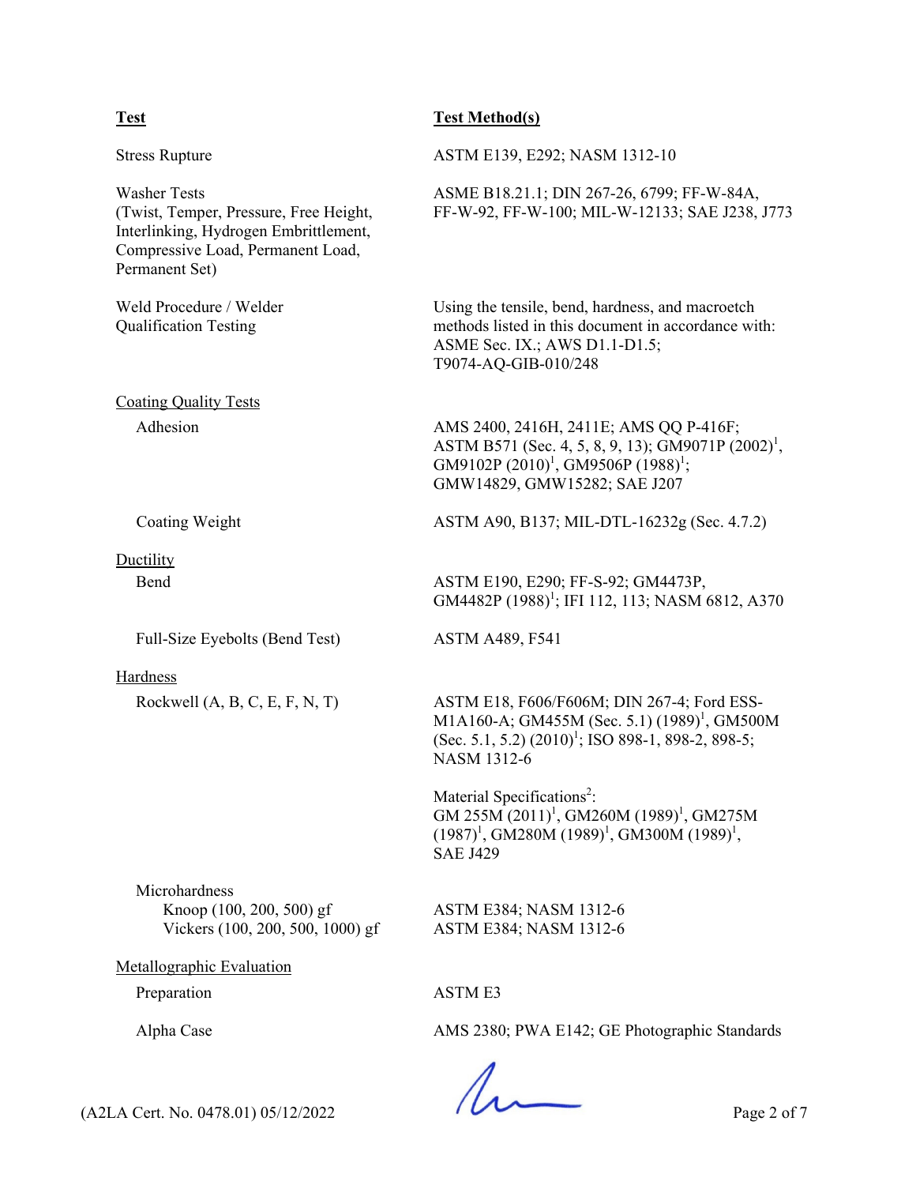| Test | Test Method(s) |
| --- | --- |
| Stress Rupture | ASTM E139, E292; NASM 1312-10 |
| Washer Tests (Twist, Temper, Pressure, Free Height, Interlinking, Hydrogen Embrittlement, Compressive Load, Permanent Load, Permanent Set) | ASME B18.21.1; DIN 267-26, 6799; FF-W-84A, FF-W-92, FF-W-100; MIL-W-12133; SAE J238, J773 |
| Weld Procedure / Welder Qualification Testing | Using the tensile, bend, hardness, and macroetch methods listed in this document in accordance with: ASME Sec. IX.; AWS D1.1-D1.5; T9074-AQ-GIB-010/248 |
| Coating Quality Tests | |
| Adhesion | AMS 2400, 2416H, 2411E; AMS QQ P-416F; ASTM B571 (Sec. 4, 5, 8, 9, 13); GM9071P (2002)[1], GM9102P (2010)[1], GM9506P (1988)[1]; GMW14829, GMW15282; SAE J207 |
| Coating Weight | ASTM A90, B137; MIL-DTL-16232g (Sec. 4.7.2) |
| Ductility | |
| Bend | ASTM E190, E290; FF-S-92; GM4473P, GM4482P (1988)[1]; IFI 112, 113; NASM 6812, A370 |
| Full-Size Eyebolts (Bend Test) | ASTM A489, F541 |
| Hardness | |
| Rockwell (A, B, C, E, F, N, T) | ASTM E18, F606/F606M; DIN 267-4; Ford ESS-M1A160-A; GM455M (Sec. 5.1) (1989)[1], GM500M (Sec. 5.1, 5.2) (2010)[1]; ISO 898-1, 898-2, 898-5; NASM 1312-6<br><br>Material Specifications[2]: GM 255M (2011)[1], GM260M (1989)[1], GM275M (1987)[1], GM280M (1989)[1], GM300M (1989)[1], SAE J429 |
| Microhardness | |
| Knoop (100, 200, 500) gf | ASTM E384; NASM 1312-6 |
| Vickers (100, 200, 500, 1000) gf | ASTM E384; NASM 1312-6 |
| Metallographic Evaluation | |
| Preparation | ASTM E3 |
| Alpha Case | AMS 2380; PWA E142; GE Photographic Standards |

(A2LA Cert. No. 0478.01) 05/12/2022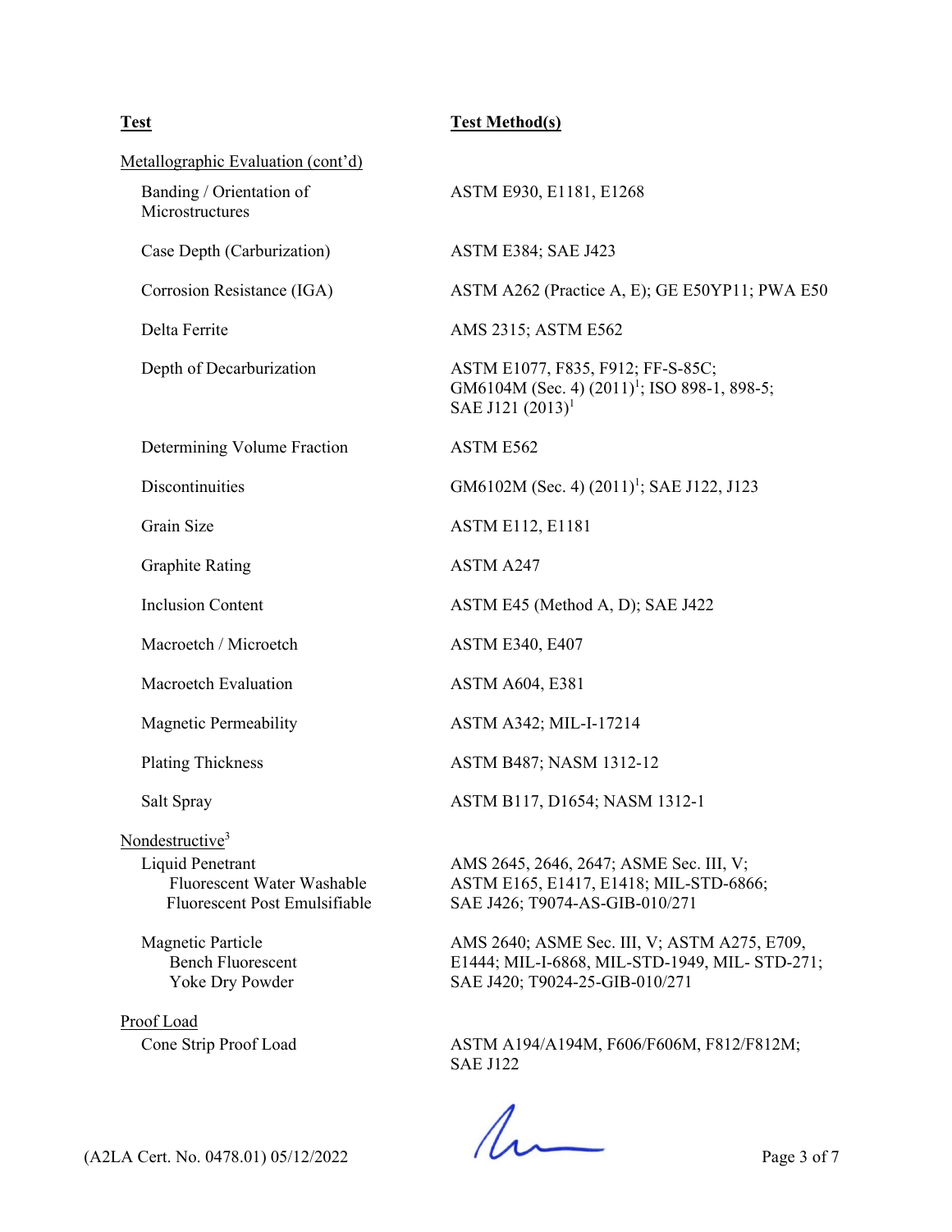| Test | Test Method(s) |
|---|---|
| Metallographic Evaluation (cont'd) | |
| Banding / Orientation of Microstructures | ASTM E930, E1181, E1268 |
| Case Depth (Carburization) | ASTM E384; SAE J423 |
| Corrosion Resistance (IGA) | ASTM A262 (Practice A, E); GE E50YP11; PWA E50 |
| Delta Ferrite | AMS 2315; ASTM E562 |
| Depth of Decarburization | ASTM E1077, F835, F912; FF-S-85C; GM6104M (Sec. 4) (2011)[1]; ISO 898-1, 898-5; SAE J121 (2013)[1] |
| Determining Volume Fraction | ASTM E562 |
| Discontinuities | GM6102M (Sec. 4) (2011)[1]; SAE J122, J123 |
| Grain Size | ASTM E112, E1181 |
| Graphite Rating | ASTM A247 |
| Inclusion Content | ASTM E45 (Method A, D); SAE J422 |
| Macroetch / Microetch | ASTM E340, E407 |
| Macroetch Evaluation | ASTM A604, E381 |
| Magnetic Permeability | ASTM A342; MIL-I-17214 |
| Plating Thickness | ASTM B487; NASM 1312-12 |
| Salt Spray | ASTM B117, D1654; NASM 1312-1 |
| Nondestructive[3] | |
| Liquid Penetrant<br>Fluorescent Water Washable<br>Fluorescent Post Emulsifiable | AMS 2645, 2646, 2647; ASME Sec. III, V; ASTM E165, E1417, E1418; MIL-STD-6866; SAE J426; T9074-AS-GIB-010/271 |
| Magnetic Particle<br>Bench Fluorescent<br>Yoke Dry Powder | AMS 2640; ASME Sec. III, V; ASTM A275, E709, E1444; MIL-I-6868, MIL-STD-1949, MIL- STD-271; SAE J420; T9024-25-GIB-010/271 |
| Proof Load | |
| Cone Strip Proof Load | ASTM A194/A194M, F606/F606M, F812/F812M; SAE J122 |

(A2LA Cert. No. 0478.01) 05/12/2022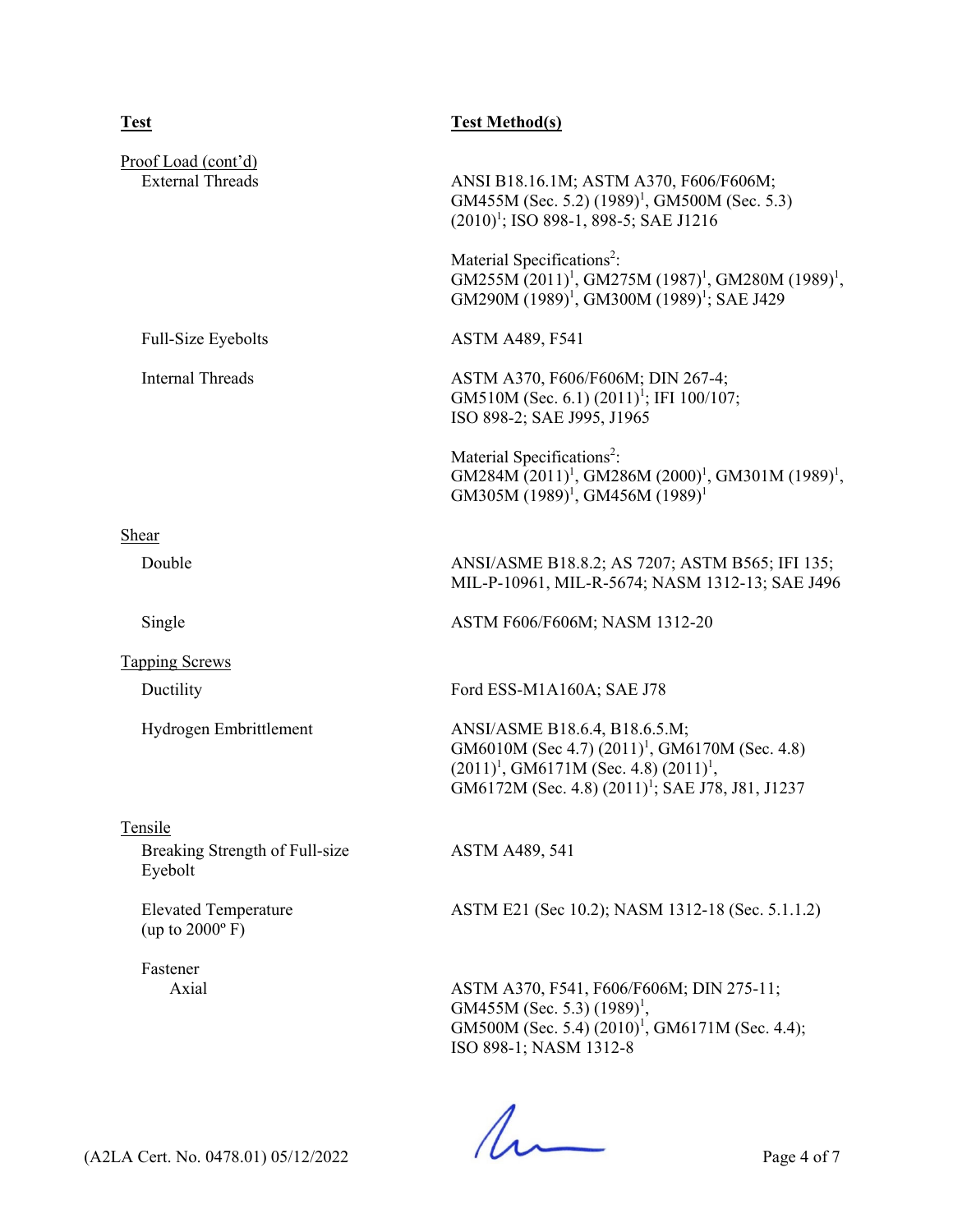| Test | Test Method(s) |
|---|---|
| Proof Load (cont'd) | |
| External Threads | ANSI B18.16.1M; ASTM A370, F606/F606M; GM455M (Sec. 5.2) (1989)[1], GM500M (Sec. 5.3) (2010)[1]; ISO 898-1, 898-5; SAE J1216 |
| | Material Specifications[2]: GM255M (2011)[1], GM275M (1987)[1], GM280M (1989)[1], GM290M (1989)[1], GM300M (1989)[1]; SAE J429 |
| Full-Size Eyebolts | ASTM A489, F541 |
| Internal Threads | ASTM A370, F606/F606M; DIN 267-4; GM510M (Sec. 6.1) (2011)[1]; IFI 100/107; ISO 898-2; SAE J995, J1965 |
| | Material Specifications[2]: GM284M (2011)[1], GM286M (2000)[1], GM301M (1989)[1], GM305M (1989)[1], GM456M (1989)[1] |
| Shear | |
| Double | ANSI/ASME B18.8.2; AS 7207; ASTM B565; IFI 135; MIL-P-10961, MIL-R-5674; NASM 1312-13; SAE J496 |
| Single | ASTM F606/F606M; NASM 1312-20 |
| Tapping Screws | |
| Ductility | Ford ESS-M1A160A; SAE J78 |
| Hydrogen Embrittlement | ANSI/ASME B18.6.4, B18.6.5.M; GM6010M (Sec 4.7) (2011)[1], GM6170M (Sec. 4.8) (2011)[1], GM6171M (Sec. 4.8) (2011)[1], GM6172M (Sec. 4.8) (2011)[1]; SAE J78, J81, J1237 |
| Tensile | |
| Breaking Strength of Full-size Eyebolt | ASTM A489, 541 |
| Elevated Temperature (up to 2000º F) | ASTM E21 (Sec 10.2); NASM 1312-18 (Sec. 5.1.1.2) |
| Fastener | |
| Axial | ASTM A370, F541, F606/F606M; DIN 275-11; GM455M (Sec. 5.3) (1989)[1], GM500M (Sec. 5.4) (2010)[1], GM6171M (Sec. 4.4); ISO 898-1; NASM 1312-8 |

(A2LA Cert. No. 0478.01) 05/12/2022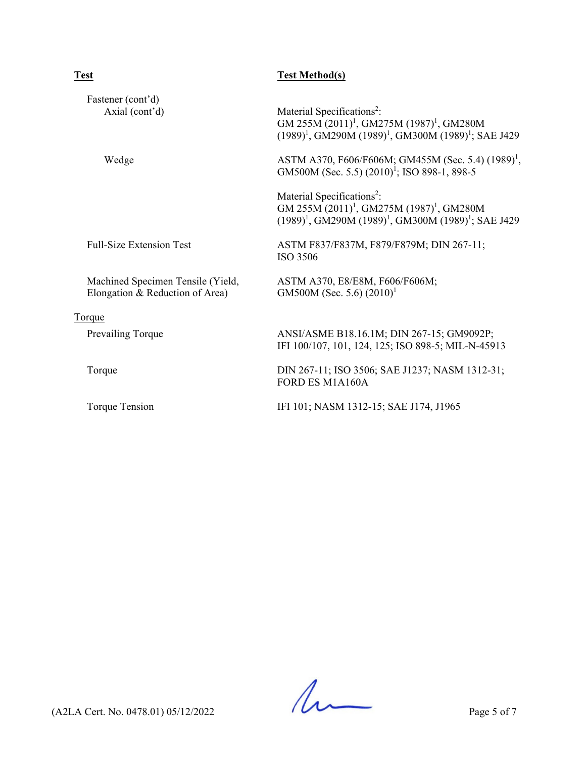| **Test** | **Test Method(s)** |
|---|---|
| Fastener (cont'd) | |
| Axial (cont'd) | Material Specifications[2]: GM 255M (2011)[1], GM275M (1987)[1], GM280M (1989)[1], GM290M (1989)[1], GM300M (1989)[1]; SAE J429 |
| Wedge | ASTM A370, F606/F606M; GM455M (Sec. 5.4) (1989)[1], GM500M (Sec. 5.5) (2010)[1]; ISO 898-1, 898-5 |
| | Material Specifications[2]: GM 255M (2011)[1], GM275M (1987)[1], GM280M (1989)[1], GM290M (1989)[1], GM300M (1989)[1]; SAE J429 |
| Full-Size Extension Test | ASTM F837/F837M, F879/F879M; DIN 267-11; ISO 3506 |
| Machined Specimen Tensile (Yield, Elongation & Reduction of Area) | ASTM A370, E8/E8M, F606/F606M; GM500M (Sec. 5.6) (2010)[1] |
| Torque | |
| Prevailing Torque | ANSI/ASME B18.16.1M; DIN 267-15; GM9092P; IFI 100/107, 101, 124, 125; ISO 898-5; MIL-N-45913 |
| Torque | DIN 267-11; ISO 3506; SAE J1237; NASM 1312-31; FORD ES M1A160A |
| Torque Tension | IFI 101; NASM 1312-15; SAE J174, J1965 |

(A2LA Cert. No. 0478.01) 05/12/2022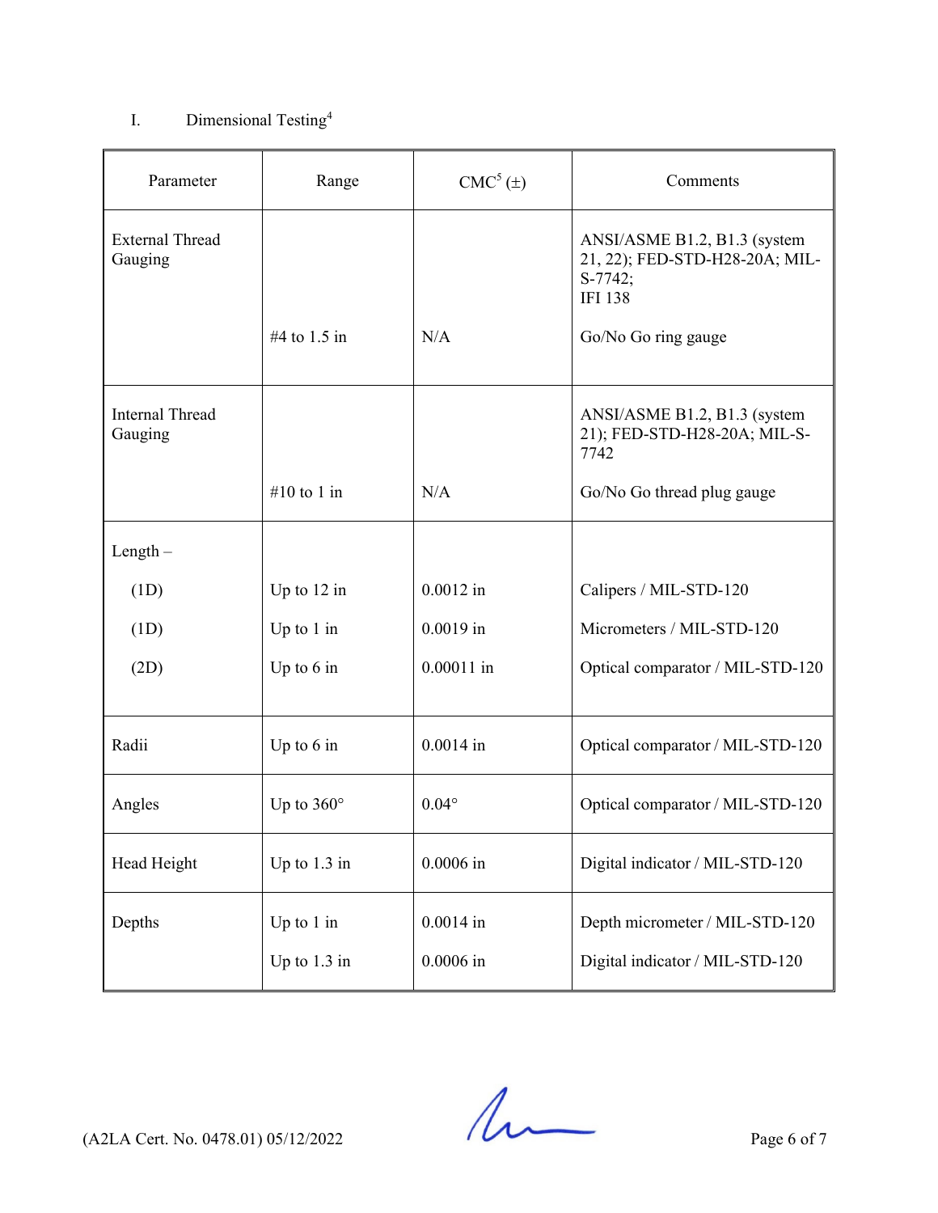I. Dimensional Testing[4]

| Parameter | Range | CMC[5] (±) | Comments |
|---|---|---|---|
| External Thread Gauging | | | ANSI/ASME B1.2, B1.3 (system 21, 22); FED-STD-H28-20A; MIL-S-7742; IFI 138 |
| | #4 to 1.5 in | N/A | Go/No Go ring gauge |
| Internal Thread Gauging | | | ANSI/ASME B1.2, B1.3 (system 21); FED-STD-H28-20A; MIL-S-7742 |
| | #10 to 1 in | N/A | Go/No Go thread plug gauge |
| Length – | | | |
| (1D) | Up to 12 in | 0.0012 in | Calipers / MIL-STD-120 |
| (1D) | Up to 1 in | 0.0019 in | Micrometers / MIL-STD-120 |
| (2D) | Up to 6 in | 0.00011 in | Optical comparator / MIL-STD-120 |
| Radii | Up to 6 in | 0.0014 in | Optical comparator / MIL-STD-120 |
| Angles | Up to 360° | 0.04° | Optical comparator / MIL-STD-120 |
| Head Height | Up to 1.3 in | 0.0006 in | Digital indicator / MIL-STD-120 |
| Depths | Up to 1 in | 0.0014 in | Depth micrometer / MIL-STD-120 |
| | Up to 1.3 in | 0.0006 in | Digital indicator / MIL-STD-120 |

(A2LA Cert. No. 0478.01) 05/12/2022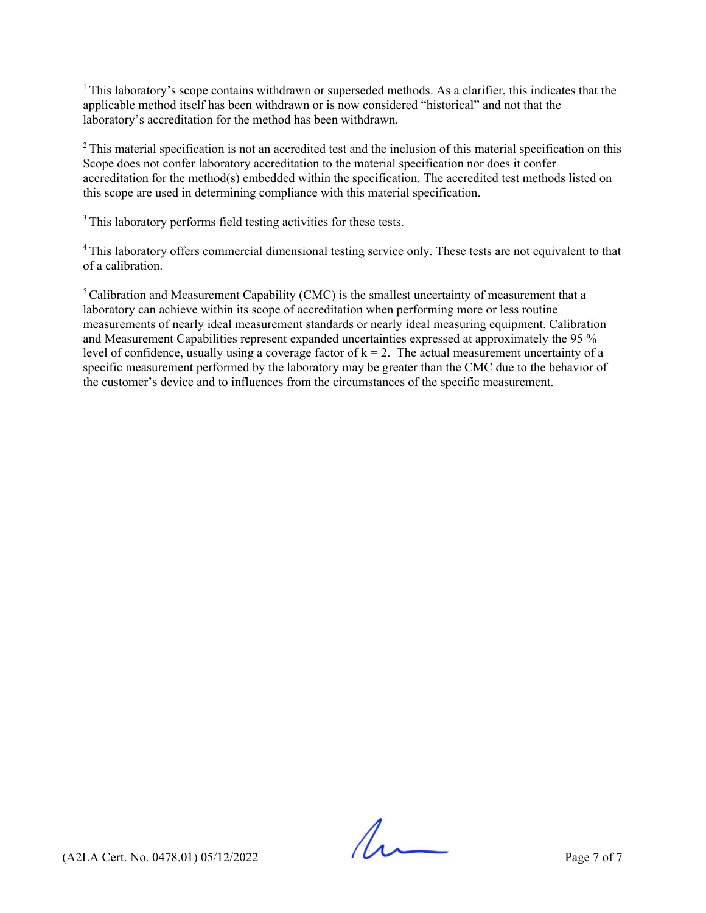[1] This laboratory's scope contains withdrawn or superseded methods. As a clarifier, this indicates that the applicable method itself has been withdrawn or is now considered "historical" and not that the laboratory's accreditation for the method has been withdrawn.

[2] This material specification is not an accredited test and the inclusion of this material specification on this Scope does not confer laboratory accreditation to the material specification nor does it confer accreditation for the method(s) embedded within the specification. The accredited test methods listed on this scope are used in determining compliance with this material specification.

[3] This laboratory performs field testing activities for these tests.

[4] This laboratory offers commercial dimensional testing service only. These tests are not equivalent to that of a calibration.

[5] Calibration and Measurement Capability (CMC) is the smallest uncertainty of measurement that a laboratory can achieve within its scope of accreditation when performing more or less routine measurements of nearly ideal measurement standards or nearly ideal measuring equipment. Calibration and Measurement Capabilities represent expanded uncertainties expressed at approximately the 95 % level of confidence, usually using a coverage factor of $k = 2$. The actual measurement uncertainty of a specific measurement performed by the laboratory may be greater than the CMC due to the behavior of the customer's device and to influences from the circumstances of the specific measurement.

(A2LA Cert. No. 0478.01) 05/12/2022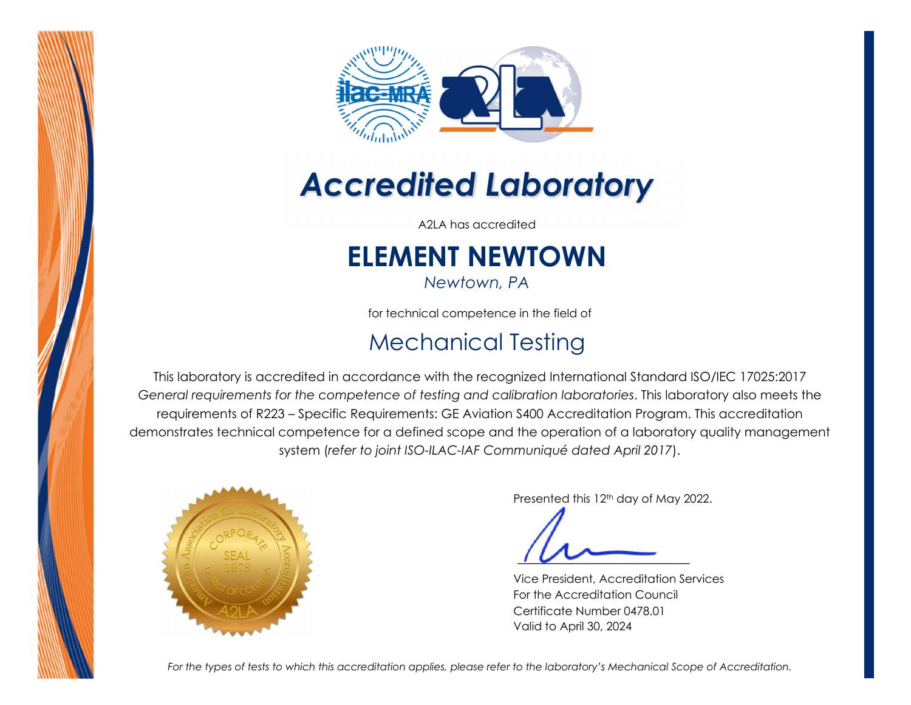# *Accredited Laboratory*

A2LA has accredited

## ELEMENT NEWTOWN

*Newtown, PA*

for technical competence in the field of

## Mechanical Testing

This laboratory is accredited in accordance with the recognized International Standard ISO/IEC 17025:2017 *General requirements for the competence of testing and calibration laboratories*. This laboratory also meets the requirements of R223 – Specific Requirements: GE Aviation S400 Accreditation Program. This accreditation demonstrates technical competence for a defined scope and the operation of a laboratory quality management system (*refer to joint ISO-ILAC-IAF Communiqué dated April 2017*).

Presented this 12th day of May 2022.

Vice President, Accreditation Services
For the Accreditation Council
Certificate Number 0478.01
Valid to April 30, 2024

*For the types of tests to which this accreditation applies, please refer to the laboratory's Mechanical Scope of Accreditation.*